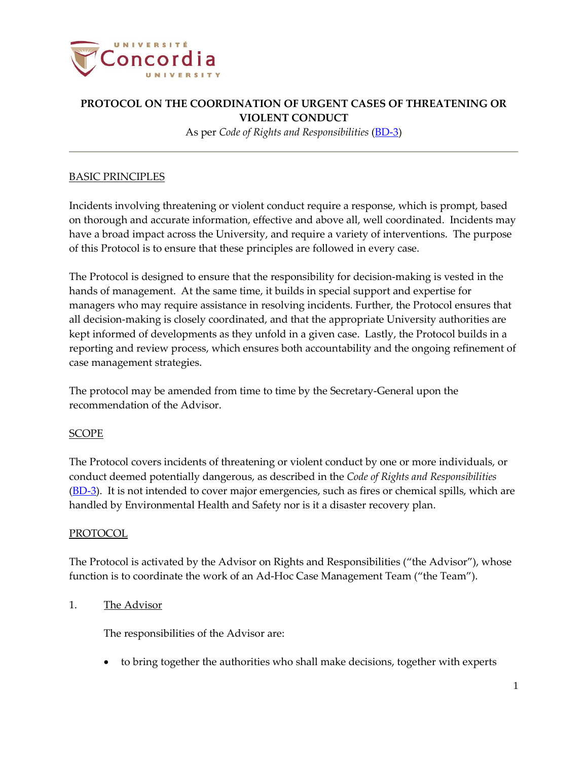# PROTOCOL ON THE COORDINATION OF URGENT CASES OF THREATENING OR VIOLENT CONDUCT

As per *Code of Rights and Responsibilities* (BD-3)

---

## BASIC PRINCIPLES

Incidents involving threatening or violent conduct require a response, which is prompt, based on thorough and accurate information, effective and above all, well coordinated. Incidents may have a broad impact across the University, and require a variety of interventions. The purpose of this Protocol is to ensure that these principles are followed in every case.

The Protocol is designed to ensure that the responsibility for decision-making is vested in the hands of management. At the same time, it builds in special support and expertise for managers who may require assistance in resolving incidents. Further, the Protocol ensures that all decision-making is closely coordinated, and that the appropriate University authorities are kept informed of developments as they unfold in a given case. Lastly, the Protocol builds in a reporting and review process, which ensures both accountability and the ongoing refinement of case management strategies.

The protocol may be amended from time to time by the Secretary-General upon the recommendation of the Advisor.

## SCOPE

The Protocol covers incidents of threatening or violent conduct by one or more individuals, or conduct deemed potentially dangerous, as described in the *Code of Rights and Responsibilities* (BD-3). It is not intended to cover major emergencies, such as fires or chemical spills, which are handled by Environmental Health and Safety nor is it a disaster recovery plan.

## PROTOCOL

The Protocol is activated by the Advisor on Rights and Responsibilities ("the Advisor"), whose function is to coordinate the work of an Ad-Hoc Case Management Team ("the Team").

1. The Advisor

   The responsibilities of the Advisor are:

   - to bring together the authorities who shall make decisions, together with experts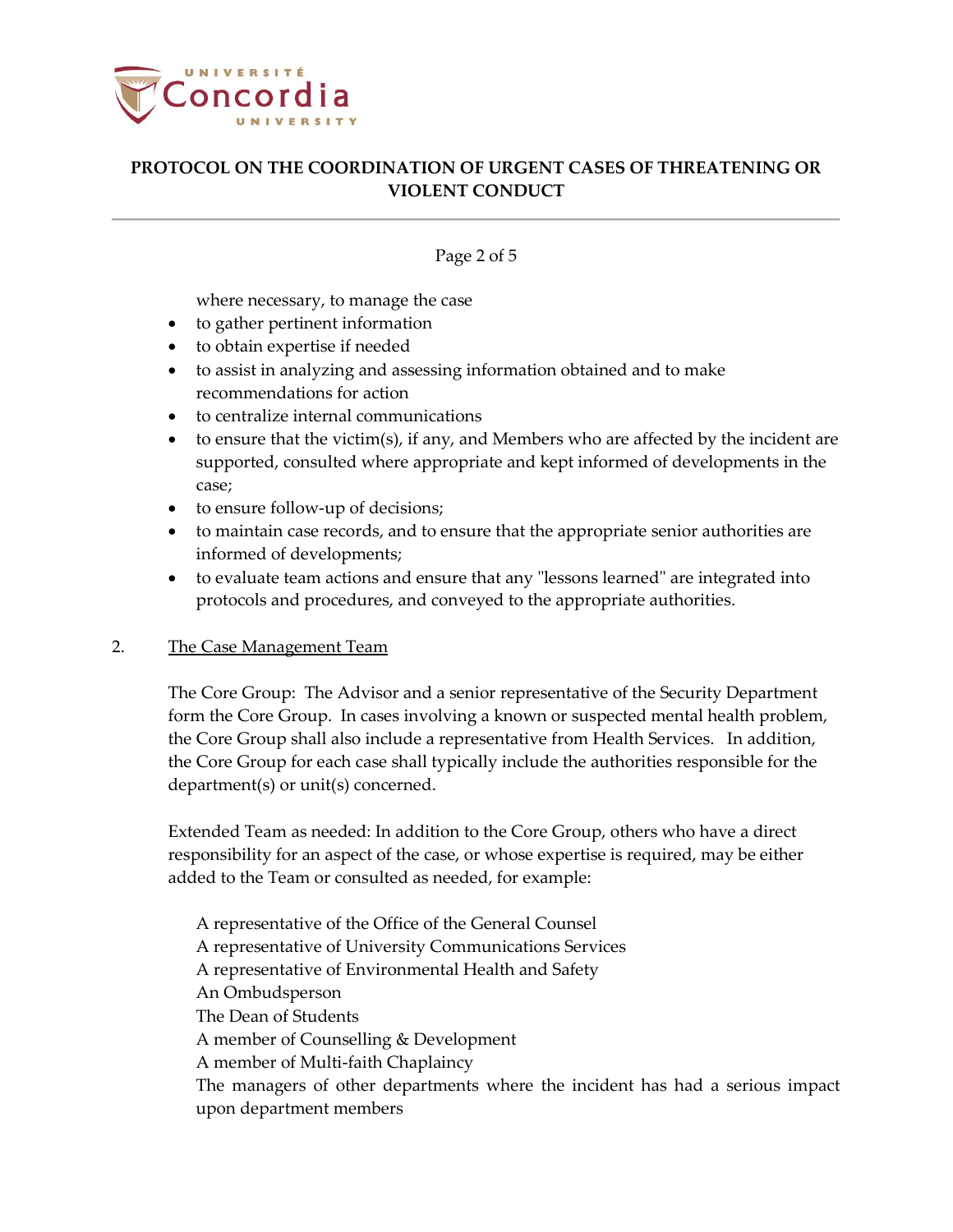where necessary, to manage the case

- to gather pertinent information
- to obtain expertise if needed
- to assist in analyzing and assessing information obtained and to make recommendations for action
- to centralize internal communications
- to ensure that the victim(s), if any, and Members who are affected by the incident are supported, consulted where appropriate and kept informed of developments in the case;
- to ensure follow-up of decisions;
- to maintain case records, and to ensure that the appropriate senior authorities are informed of developments;
- to evaluate team actions and ensure that any "lessons learned" are integrated into protocols and procedures, and conveyed to the appropriate authorities.

2. <u>The Case Management Team</u>

The Core Group: The Advisor and a senior representative of the Security Department form the Core Group. In cases involving a known or suspected mental health problem, the Core Group shall also include a representative from Health Services. In addition, the Core Group for each case shall typically include the authorities responsible for the department(s) or unit(s) concerned.

Extended Team as needed: In addition to the Core Group, others who have a direct responsibility for an aspect of the case, or whose expertise is required, may be either added to the Team or consulted as needed, for example:

A representative of the Office of the General Counsel
A representative of University Communications Services
A representative of Environmental Health and Safety
An Ombudsperson
The Dean of Students
A member of Counselling & Development
A member of Multi-faith Chaplaincy
The managers of other departments where the incident has had a serious impact upon department members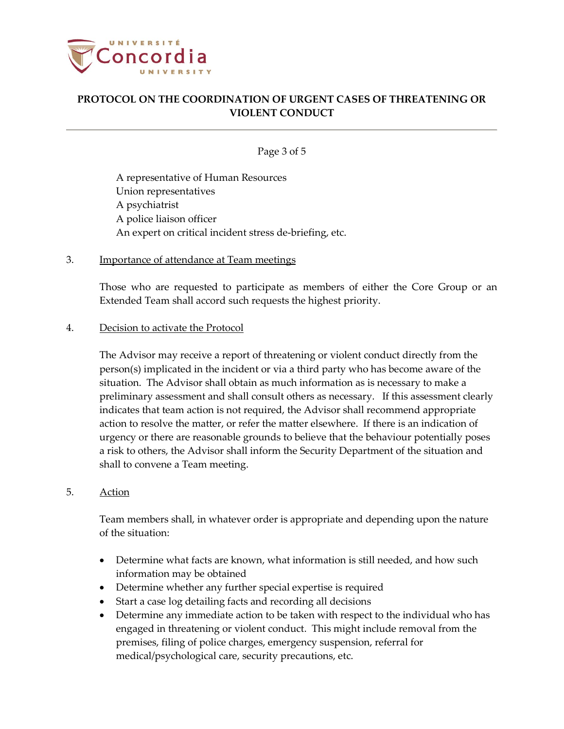A representative of Human Resources
Union representatives
A psychiatrist
A police liaison officer
An expert on critical incident stress de-briefing, etc.

3. Importance of attendance at Team meetings

Those who are requested to participate as members of either the Core Group or an Extended Team shall accord such requests the highest priority.

4. Decision to activate the Protocol

The Advisor may receive a report of threatening or violent conduct directly from the person(s) implicated in the incident or via a third party who has become aware of the situation. The Advisor shall obtain as much information as is necessary to make a preliminary assessment and shall consult others as necessary. If this assessment clearly indicates that team action is not required, the Advisor shall recommend appropriate action to resolve the matter, or refer the matter elsewhere. If there is an indication of urgency or there are reasonable grounds to believe that the behaviour potentially poses a risk to others, the Advisor shall inform the Security Department of the situation and shall to convene a Team meeting.

5. Action

Team members shall, in whatever order is appropriate and depending upon the nature of the situation:

- Determine what facts are known, what information is still needed, and how such information may be obtained
- Determine whether any further special expertise is required
- Start a case log detailing facts and recording all decisions
- Determine any immediate action to be taken with respect to the individual who has engaged in threatening or violent conduct. This might include removal from the premises, filing of police charges, emergency suspension, referral for medical/psychological care, security precautions, etc.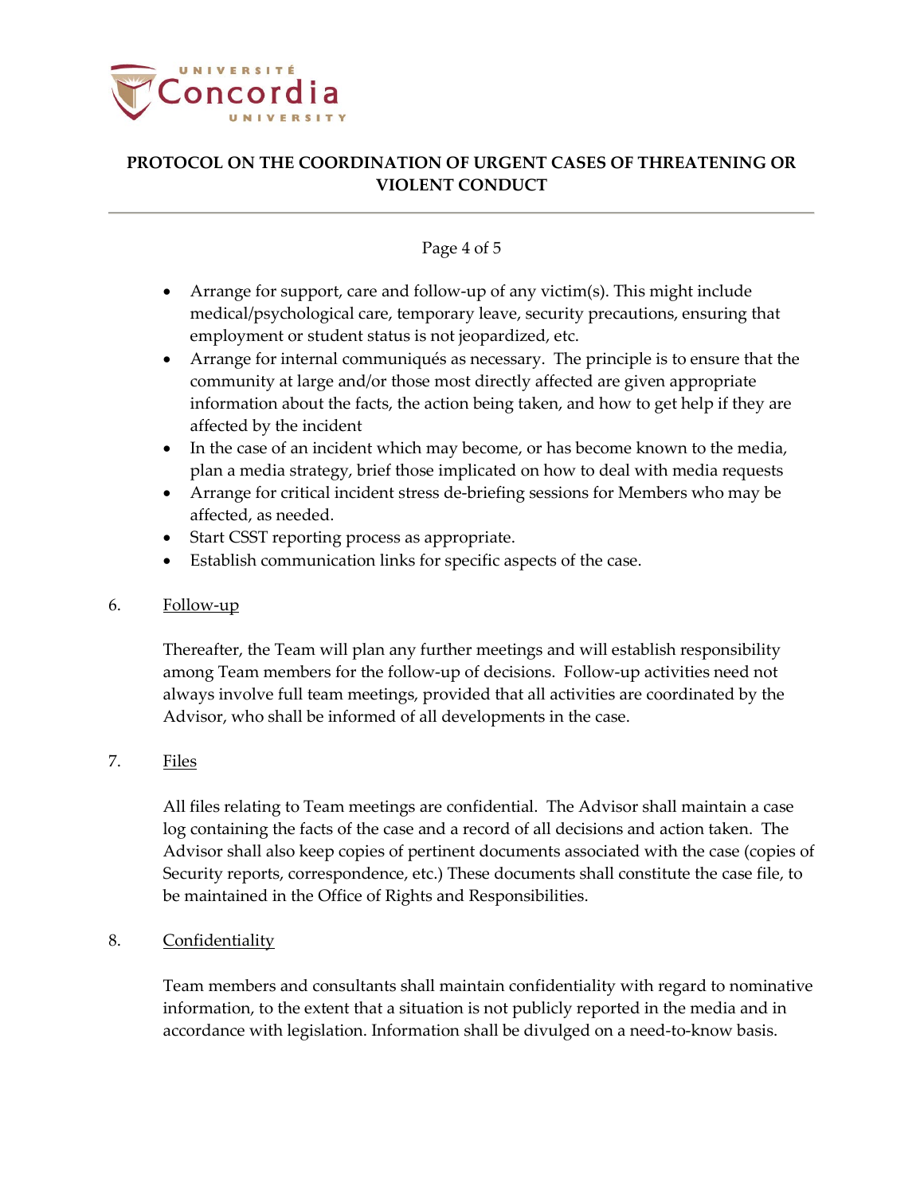- Arrange for support, care and follow-up of any victim(s). This might include medical/psychological care, temporary leave, security precautions, ensuring that employment or student status is not jeopardized, etc.
- Arrange for internal communiqués as necessary. The principle is to ensure that the community at large and/or those most directly affected are given appropriate information about the facts, the action being taken, and how to get help if they are affected by the incident
- In the case of an incident which may become, or has become known to the media, plan a media strategy, brief those implicated on how to deal with media requests
- Arrange for critical incident stress de-briefing sessions for Members who may be affected, as needed.
- Start CSST reporting process as appropriate.
- Establish communication links for specific aspects of the case.

6. Follow-up

Thereafter, the Team will plan any further meetings and will establish responsibility among Team members for the follow-up of decisions. Follow-up activities need not always involve full team meetings, provided that all activities are coordinated by the Advisor, who shall be informed of all developments in the case.

7. Files

All files relating to Team meetings are confidential. The Advisor shall maintain a case log containing the facts of the case and a record of all decisions and action taken. The Advisor shall also keep copies of pertinent documents associated with the case (copies of Security reports, correspondence, etc.) These documents shall constitute the case file, to be maintained in the Office of Rights and Responsibilities.

8. Confidentiality

Team members and consultants shall maintain confidentiality with regard to nominative information, to the extent that a situation is not publicly reported in the media and in accordance with legislation. Information shall be divulged on a need-to-know basis.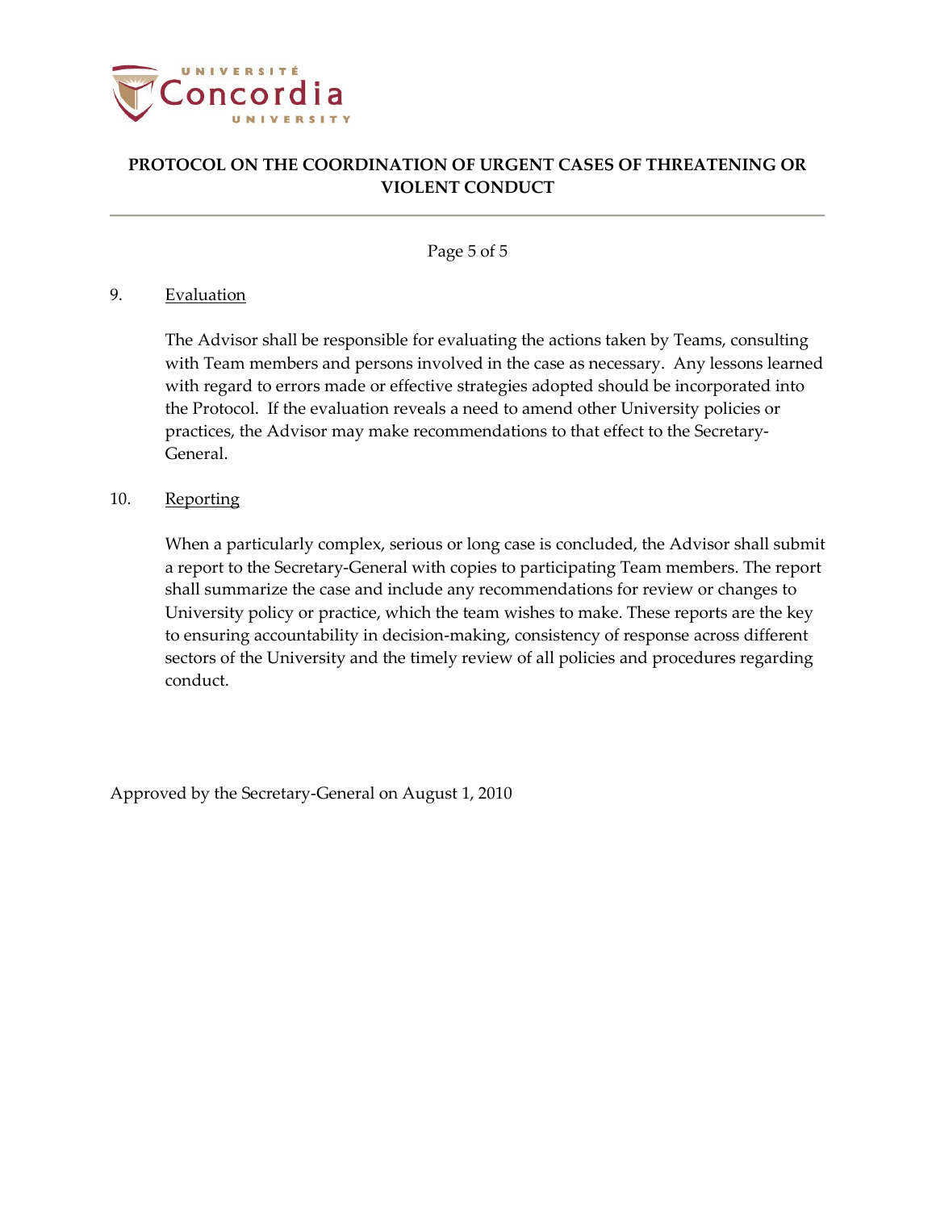9. Evaluation

The Advisor shall be responsible for evaluating the actions taken by Teams, consulting with Team members and persons involved in the case as necessary. Any lessons learned with regard to errors made or effective strategies adopted should be incorporated into the Protocol. If the evaluation reveals a need to amend other University policies or practices, the Advisor may make recommendations to that effect to the Secretary-General.

10. Reporting

When a particularly complex, serious or long case is concluded, the Advisor shall submit a report to the Secretary-General with copies to participating Team members. The report shall summarize the case and include any recommendations for review or changes to University policy or practice, which the team wishes to make. These reports are the key to ensuring accountability in decision-making, consistency of response across different sectors of the University and the timely review of all policies and procedures regarding conduct.

Approved by the Secretary-General on August 1, 2010